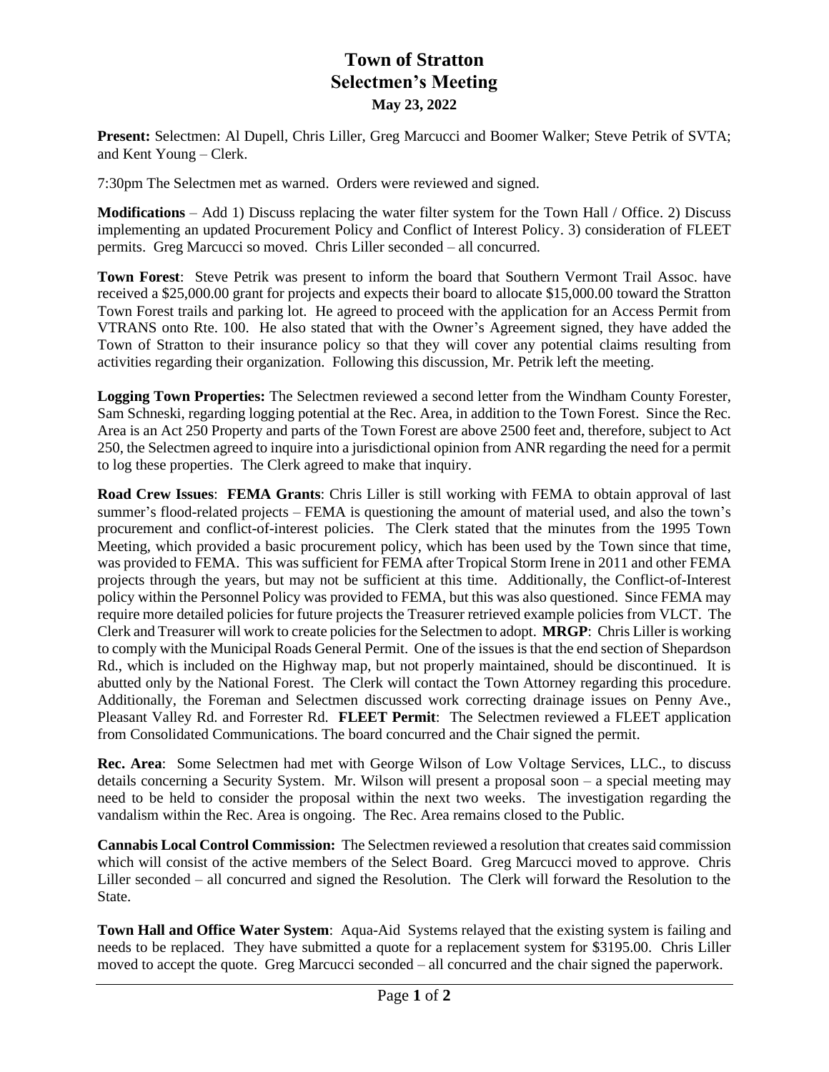# Town of Stratton
## Selectmen's Meeting
### May 23, 2022

**Present:** Selectmen: Al Dupell, Chris Liller, Greg Marcucci and Boomer Walker; Steve Petrik of SVTA; and Kent Young – Clerk.

7:30pm The Selectmen met as warned. Orders were reviewed and signed.

**Modifications** – Add 1) Discuss replacing the water filter system for the Town Hall / Office. 2) Discuss implementing an updated Procurement Policy and Conflict of Interest Policy. 3) consideration of FLEET permits. Greg Marcucci so moved. Chris Liller seconded – all concurred.

**Town Forest**: Steve Petrik was present to inform the board that Southern Vermont Trail Assoc. have received a $25,000.00 grant for projects and expects their board to allocate $15,000.00 toward the Stratton Town Forest trails and parking lot. He agreed to proceed with the application for an Access Permit from VTRANS onto Rte. 100. He also stated that with the Owner's Agreement signed, they have added the Town of Stratton to their insurance policy so that they will cover any potential claims resulting from activities regarding their organization. Following this discussion, Mr. Petrik left the meeting.

**Logging Town Properties:** The Selectmen reviewed a second letter from the Windham County Forester, Sam Schneski, regarding logging potential at the Rec. Area, in addition to the Town Forest. Since the Rec. Area is an Act 250 Property and parts of the Town Forest are above 2500 feet and, therefore, subject to Act 250, the Selectmen agreed to inquire into a jurisdictional opinion from ANR regarding the need for a permit to log these properties. The Clerk agreed to make that inquiry.

**Road Crew Issues**: **FEMA Grants**: Chris Liller is still working with FEMA to obtain approval of last summer's flood-related projects – FEMA is questioning the amount of material used, and also the town's procurement and conflict-of-interest policies. The Clerk stated that the minutes from the 1995 Town Meeting, which provided a basic procurement policy, which has been used by the Town since that time, was provided to FEMA. This was sufficient for FEMA after Tropical Storm Irene in 2011 and other FEMA projects through the years, but may not be sufficient at this time. Additionally, the Conflict-of-Interest policy within the Personnel Policy was provided to FEMA, but this was also questioned. Since FEMA may require more detailed policies for future projects the Treasurer retrieved example policies from VLCT. The Clerk and Treasurer will work to create policies for the Selectmen to adopt. **MRGP**: Chris Liller is working to comply with the Municipal Roads General Permit. One of the issues is that the end section of Shepardson Rd., which is included on the Highway map, but not properly maintained, should be discontinued. It is abutted only by the National Forest. The Clerk will contact the Town Attorney regarding this procedure. Additionally, the Foreman and Selectmen discussed work correcting drainage issues on Penny Ave., Pleasant Valley Rd. and Forrester Rd. **FLEET Permit**: The Selectmen reviewed a FLEET application from Consolidated Communications. The board concurred and the Chair signed the permit.

**Rec. Area**: Some Selectmen had met with George Wilson of Low Voltage Services, LLC., to discuss details concerning a Security System. Mr. Wilson will present a proposal soon – a special meeting may need to be held to consider the proposal within the next two weeks. The investigation regarding the vandalism within the Rec. Area is ongoing. The Rec. Area remains closed to the Public.

**Cannabis Local Control Commission:** The Selectmen reviewed a resolution that creates said commission which will consist of the active members of the Select Board. Greg Marcucci moved to approve. Chris Liller seconded – all concurred and signed the Resolution. The Clerk will forward the Resolution to the State.

**Town Hall and Office Water System**: Aqua-Aid Systems relayed that the existing system is failing and needs to be replaced. They have submitted a quote for a replacement system for $3195.00. Chris Liller moved to accept the quote. Greg Marcucci seconded – all concurred and the chair signed the paperwork.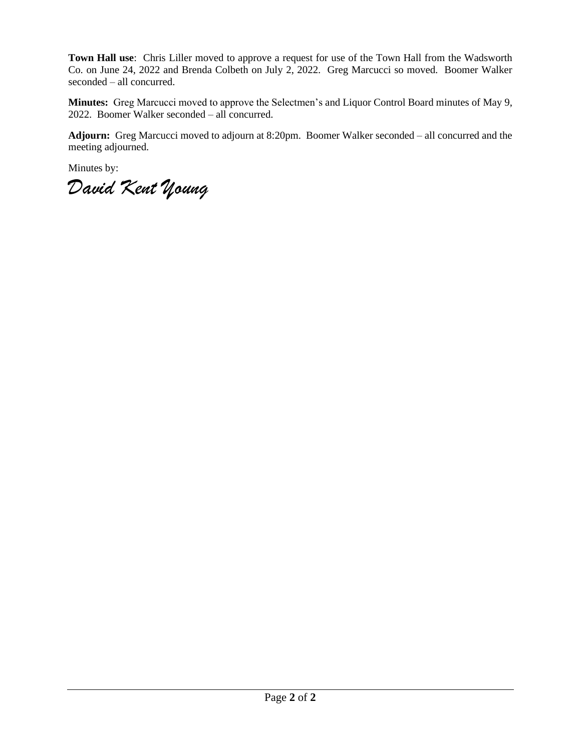**Town Hall use**: Chris Liller moved to approve a request for use of the Town Hall from the Wadsworth Co. on June 24, 2022 and Brenda Colbeth on July 2, 2022. Greg Marcucci so moved. Boomer Walker seconded – all concurred.

**Minutes:** Greg Marcucci moved to approve the Selectmen's and Liquor Control Board minutes of May 9, 2022. Boomer Walker seconded – all concurred.

**Adjourn:** Greg Marcucci moved to adjourn at 8:20pm. Boomer Walker seconded – all concurred and the meeting adjourned.

Minutes by:

*David Kent Young*